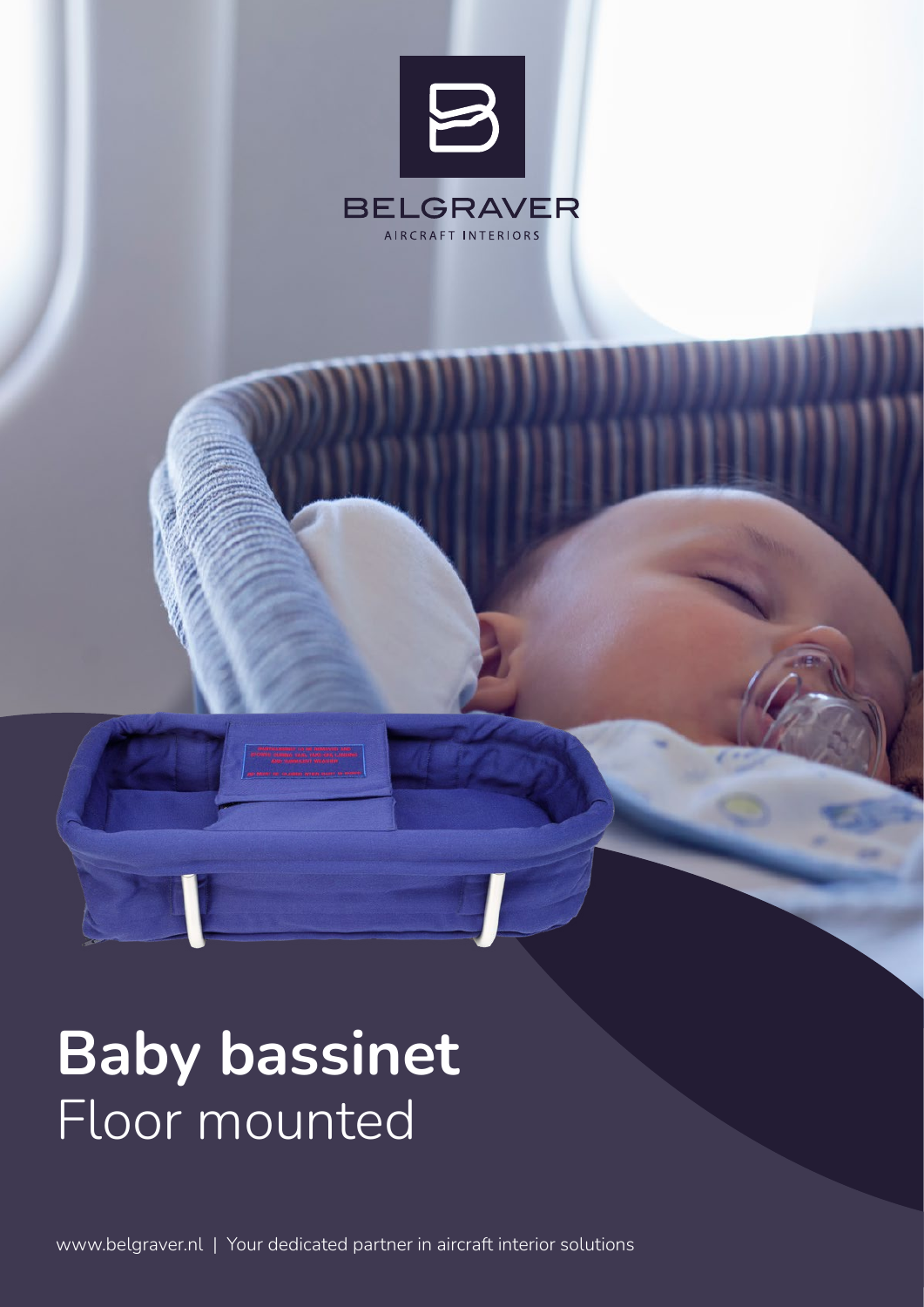BELGRAVER

AIRCRAFT INTERIORS

# Baby bassinet
Floor mounted

www.belgraver.nl | Your dedicated partner in aircraft interior solutions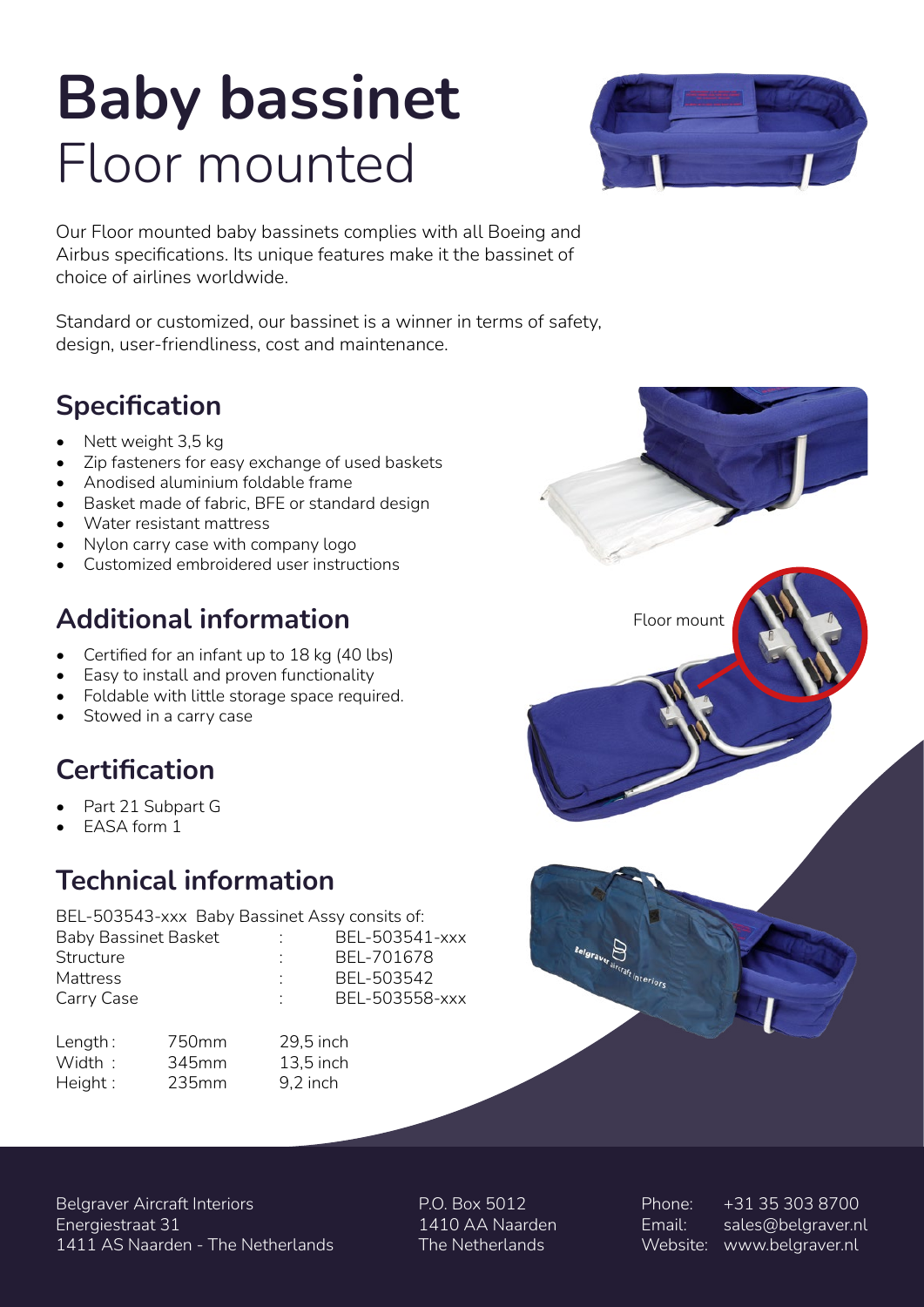# Baby bassinet
Floor mounted

Our Floor mounted baby bassinets complies with all Boeing and Airbus specifications. Its unique features make it the bassinet of choice of airlines worldwide.

Standard or customized, our bassinet is a winner in terms of safety, design, user-friendliness, cost and maintenance.

## Specification

- Nett weight 3,5 kg
- Zip fasteners for easy exchange of used baskets
- Anodised aluminium foldable frame
- Basket made of fabric, BFE or standard design
- Water resistant mattress
- Nylon carry case with company logo
- Customized embroidered user instructions

## Additional information

- Certified for an infant up to 18 kg (40 lbs)
- Easy to install and proven functionality
- Foldable with little storage space required.
- Stowed in a carry case

## Certification

- Part 21 Subpart G
- EASA form 1

## Technical information

BEL-503543-xxx Baby Bassinet Assy consits of:

| | | |
|---|---|---|
| Baby Bassinet Basket | : | BEL-503541-xxx |
| Structure | : | BEL-701678 |
| Mattress | : | BEL-503542 |
| Carry Case | : | BEL-503558-xxx |

| | | |
|---|---|---|
| Length : | 750mm | 29,5 inch |
| Width : | 345mm | 13,5 inch |
| Height : | 235mm | 9,2 inch |

Floor mount

Belgraver Aircraft Interiors
Energiestraat 31
1411 AS Naarden - The Netherlands

P.O. Box 5012
1410 AA Naarden
The Netherlands

Phone: +31 35 303 8700
Email: sales@belgraver.nl
Website: www.belgraver.nl